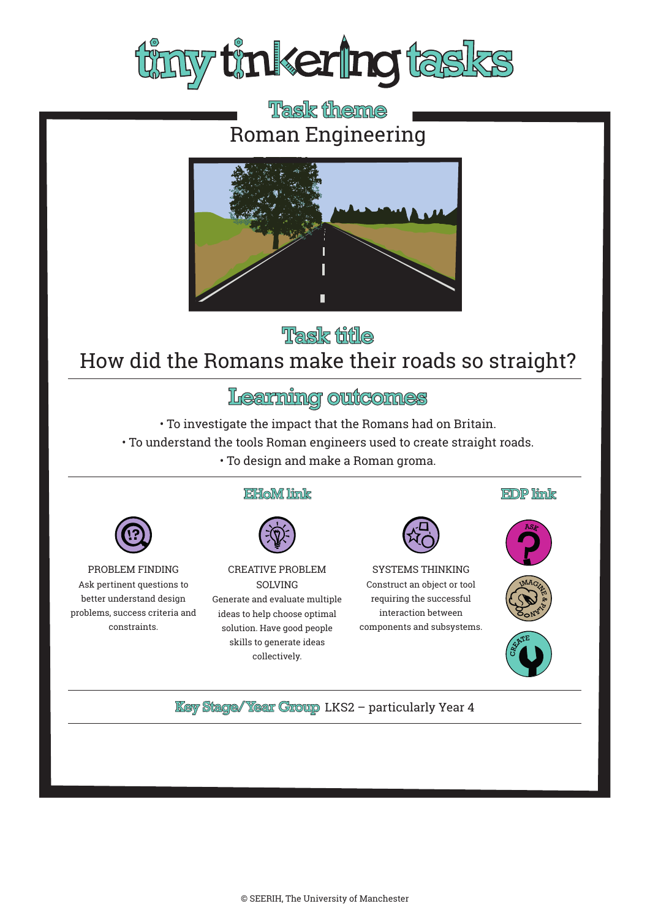# tiny tinkering tasks

## Task theme

Roman Engineering

## Task title

How did the Romans make their roads so straight?

## Learning outcomes

- To investigate the impact that the Romans had on Britain.
- To understand the tools Roman engineers used to create straight roads.
- To design and make a Roman groma.

## EHoM link

**PROBLEM FINDING**
Ask pertinent questions to better understand design problems, success criteria and constraints.

**CREATIVE PROBLEM SOLVING**
Generate and evaluate multiple ideas to help choose optimal solution. Have good people skills to generate ideas collectively.

**SYSTEMS THINKING**
Construct an object or tool requiring the successful interaction between components and subsystems.

## EDP link

- ASK
- IMAGINE & PLAN
- CREATE

**Key Stage/Year Group** LKS2 – particularly Year 4

© SEERIH, The University of Manchester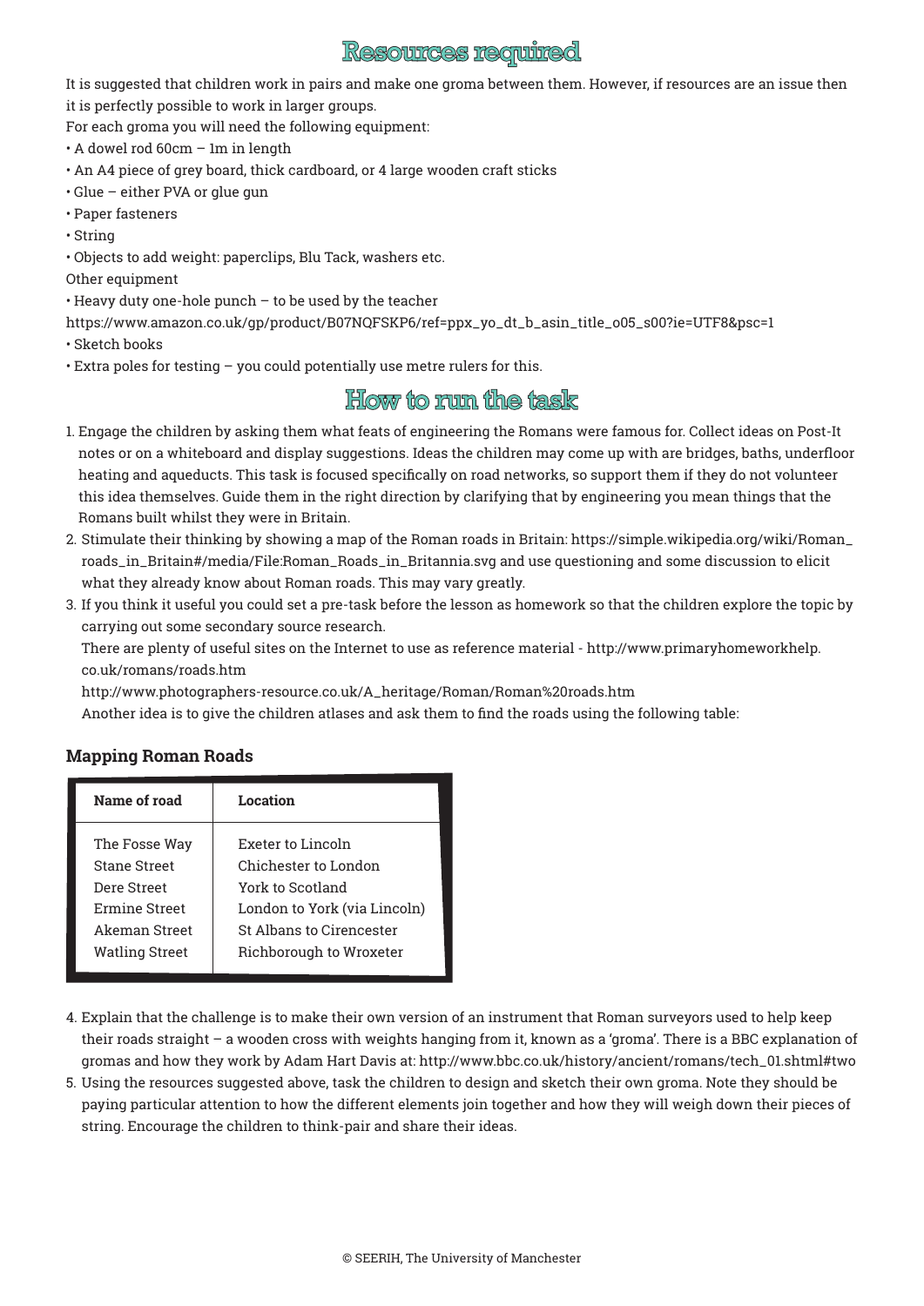## Resources required

It is suggested that children work in pairs and make one groma between them. However, if resources are an issue then it is perfectly possible to work in larger groups.

For each groma you will need the following equipment:

- A dowel rod 60cm – 1m in length
- An A4 piece of grey board, thick cardboard, or 4 large wooden craft sticks
- Glue – either PVA or glue gun
- Paper fasteners
- String
- Objects to add weight: paperclips, Blu Tack, washers etc.

Other equipment

- Heavy duty one-hole punch – to be used by the teacher

https://www.amazon.co.uk/gp/product/B07NQFSKP6/ref=ppx_yo_dt_b_asin_title_o05_s00?ie=UTF8&psc=1

- Sketch books
- Extra poles for testing – you could potentially use metre rulers for this.

## How to run the task

1. Engage the children by asking them what feats of engineering the Romans were famous for. Collect ideas on Post-It notes or on a whiteboard and display suggestions. Ideas the children may come up with are bridges, baths, underfloor heating and aqueducts. This task is focused specifically on road networks, so support them if they do not volunteer this idea themselves. Guide them in the right direction by clarifying that by engineering you mean things that the Romans built whilst they were in Britain.
2. Stimulate their thinking by showing a map of the Roman roads in Britain: https://simple.wikipedia.org/wiki/Roman_roads_in_Britain#/media/File:Roman_Roads_in_Britannia.svg and use questioning and some discussion to elicit what they already know about Roman roads. This may vary greatly.
3. If you think it useful you could set a pre-task before the lesson as homework so that the children explore the topic by carrying out some secondary source research.
   There are plenty of useful sites on the Internet to use as reference material - http://www.primaryhomeworkhelp.co.uk/romans/roads.htm
   http://www.photographers-resource.co.uk/A_heritage/Roman/Roman%20roads.htm
   Another idea is to give the children atlases and ask them to find the roads using the following table:

**Mapping Roman Roads**

| Name of road | Location |
|---|---|
| The Fosse Way | Exeter to Lincoln |
| Stane Street | Chichester to London |
| Dere Street | York to Scotland |
| Ermine Street | London to York (via Lincoln) |
| Akeman Street | St Albans to Cirencester |
| Watling Street | Richborough to Wroxeter |

4. Explain that the challenge is to make their own version of an instrument that Roman surveyors used to help keep their roads straight – a wooden cross with weights hanging from it, known as a 'groma'. There is a BBC explanation of gromas and how they work by Adam Hart Davis at: http://www.bbc.co.uk/history/ancient/romans/tech_01.shtml#two
5. Using the resources suggested above, task the children to design and sketch their own groma. Note they should be paying particular attention to how the different elements join together and how they will weigh down their pieces of string. Encourage the children to think-pair and share their ideas.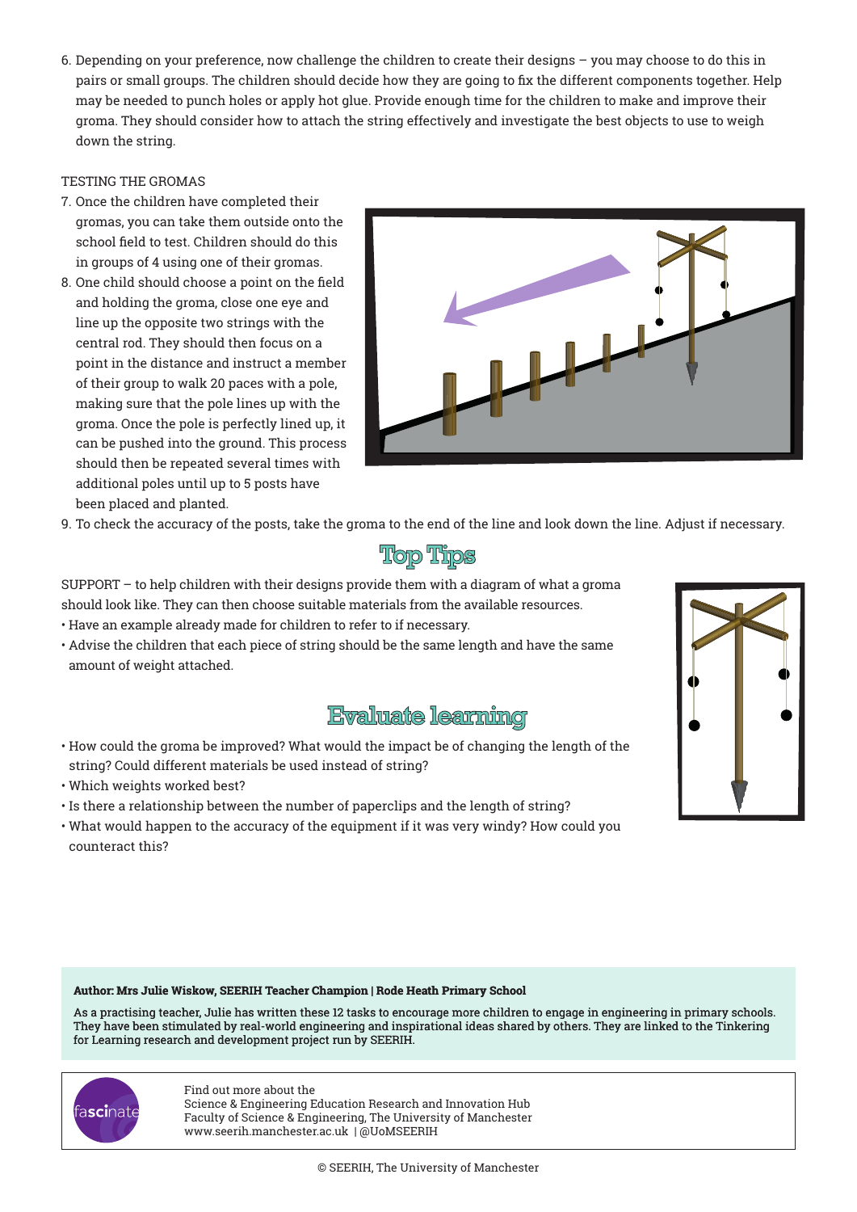6. Depending on your preference, now challenge the children to create their designs – you may choose to do this in pairs or small groups. The children should decide how they are going to fix the different components together. Help may be needed to punch holes or apply hot glue. Provide enough time for the children to make and improve their groma. They should consider how to attach the string effectively and investigate the best objects to use to weigh down the string.

TESTING THE GROMAS

7. Once the children have completed their gromas, you can take them outside onto the school field to test. Children should do this in groups of 4 using one of their gromas.
8. One child should choose a point on the field and holding the groma, close one eye and line up the opposite two strings with the central rod. They should then focus on a point in the distance and instruct a member of their group to walk 20 paces with a pole, making sure that the pole lines up with the groma. Once the pole is perfectly lined up, it can be pushed into the ground. This process should then be repeated several times with additional poles until up to 5 posts have been placed and planted.
9. To check the accuracy of the posts, take the groma to the end of the line and look down the line. Adjust if necessary.

## Top Tips

SUPPORT – to help children with their designs provide them with a diagram of what a groma should look like. They can then choose suitable materials from the available resources.

- Have an example already made for children to refer to if necessary.
- Advise the children that each piece of string should be the same length and have the same amount of weight attached.

## Evaluate learning

- How could the groma be improved? What would the impact be of changing the length of the string? Could different materials be used instead of string?
- Which weights worked best?
- Is there a relationship between the number of paperclips and the length of string?
- What would happen to the accuracy of the equipment if it was very windy? How could you counteract this?

**Author: Mrs Julie Wiskow, SEERIH Teacher Champion | Rode Heath Primary School**

As a practising teacher, Julie has written these 12 tasks to encourage more children to engage in engineering in primary schools. They have been stimulated by real-world engineering and inspirational ideas shared by others. They are linked to the Tinkering for Learning research and development project run by SEERIH.

fascinate

Find out more about the
Science & Engineering Education Research and Innovation Hub
Faculty of Science & Engineering, The University of Manchester
www.seerih.manchester.ac.uk | @UoMSEERIH

© SEERIH, The University of Manchester